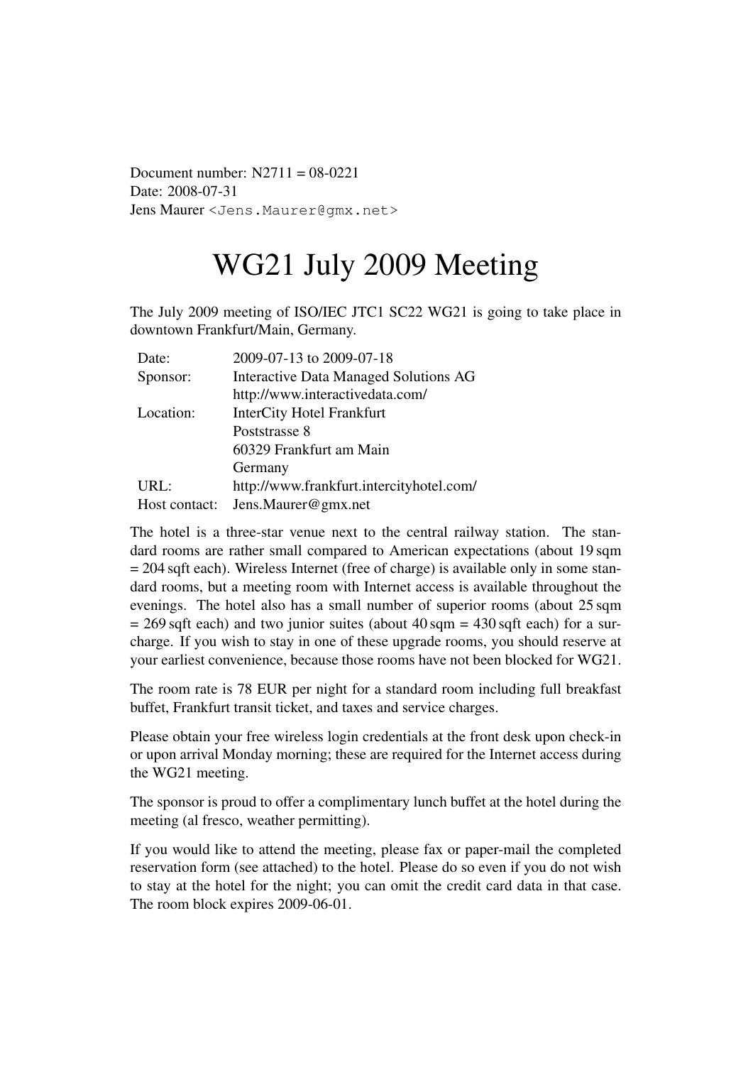Document number: N2711 = 08-0221
Date: 2008-07-31
Jens Maurer <Jens.Maurer@gmx.net>

# WG21 July 2009 Meeting

The July 2009 meeting of ISO/IEC JTC1 SC22 WG21 is going to take place in downtown Frankfurt/Main, Germany.

| | |
|---|---|
| Date: | 2009-07-13 to 2009-07-18 |
| Sponsor: | Interactive Data Managed Solutions AG<br>http://www.interactivedata.com/ |
| Location: | InterCity Hotel Frankfurt<br>Poststrasse 8<br>60329 Frankfurt am Main<br>Germany |
| URL: | http://www.frankfurt.intercityhotel.com/ |
| Host contact: | Jens.Maurer@gmx.net |

The hotel is a three-star venue next to the central railway station. The standard rooms are rather small compared to American expectations (about 19 sqm = 204 sqft each). Wireless Internet (free of charge) is available only in some standard rooms, but a meeting room with Internet access is available throughout the evenings. The hotel also has a small number of superior rooms (about 25 sqm = 269 sqft each) and two junior suites (about 40 sqm = 430 sqft each) for a surcharge. If you wish to stay in one of these upgrade rooms, you should reserve at your earliest convenience, because those rooms have not been blocked for WG21.

The room rate is 78 EUR per night for a standard room including full breakfast buffet, Frankfurt transit ticket, and taxes and service charges.

Please obtain your free wireless login credentials at the front desk upon check-in or upon arrival Monday morning; these are required for the Internet access during the WG21 meeting.

The sponsor is proud to offer a complimentary lunch buffet at the hotel during the meeting (al fresco, weather permitting).

If you would like to attend the meeting, please fax or paper-mail the completed reservation form (see attached) to the hotel. Please do so even if you do not wish to stay at the hotel for the night; you can omit the credit card data in that case. The room block expires 2009-06-01.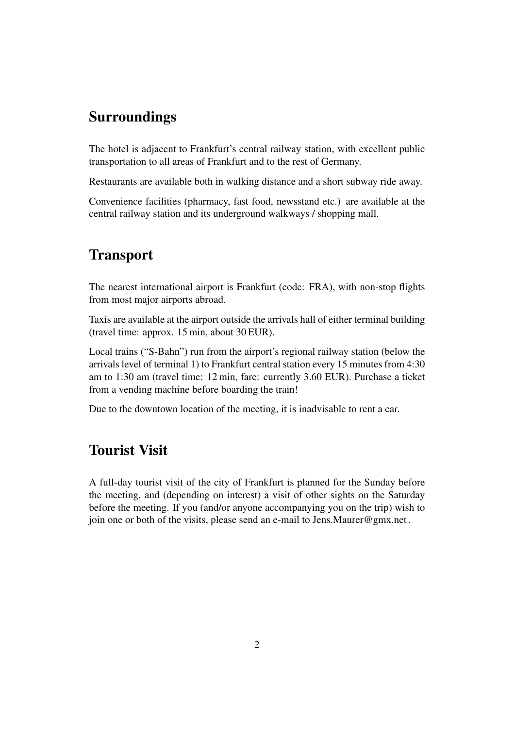## Surroundings

The hotel is adjacent to Frankfurt's central railway station, with excellent public transportation to all areas of Frankfurt and to the rest of Germany.

Restaurants are available both in walking distance and a short subway ride away.

Convenience facilities (pharmacy, fast food, newsstand etc.) are available at the central railway station and its underground walkways / shopping mall.

## Transport

The nearest international airport is Frankfurt (code: FRA), with non-stop flights from most major airports abroad.

Taxis are available at the airport outside the arrivals hall of either terminal building (travel time: approx. 15 min, about 30 EUR).

Local trains ("S-Bahn") run from the airport's regional railway station (below the arrivals level of terminal 1) to Frankfurt central station every 15 minutes from 4:30 am to 1:30 am (travel time: 12 min, fare: currently 3.60 EUR). Purchase a ticket from a vending machine before boarding the train!

Due to the downtown location of the meeting, it is inadvisable to rent a car.

## Tourist Visit

A full-day tourist visit of the city of Frankfurt is planned for the Sunday before the meeting, and (depending on interest) a visit of other sights on the Saturday before the meeting. If you (and/or anyone accompanying you on the trip) wish to join one or both of the visits, please send an e-mail to Jens.Maurer@gmx.net .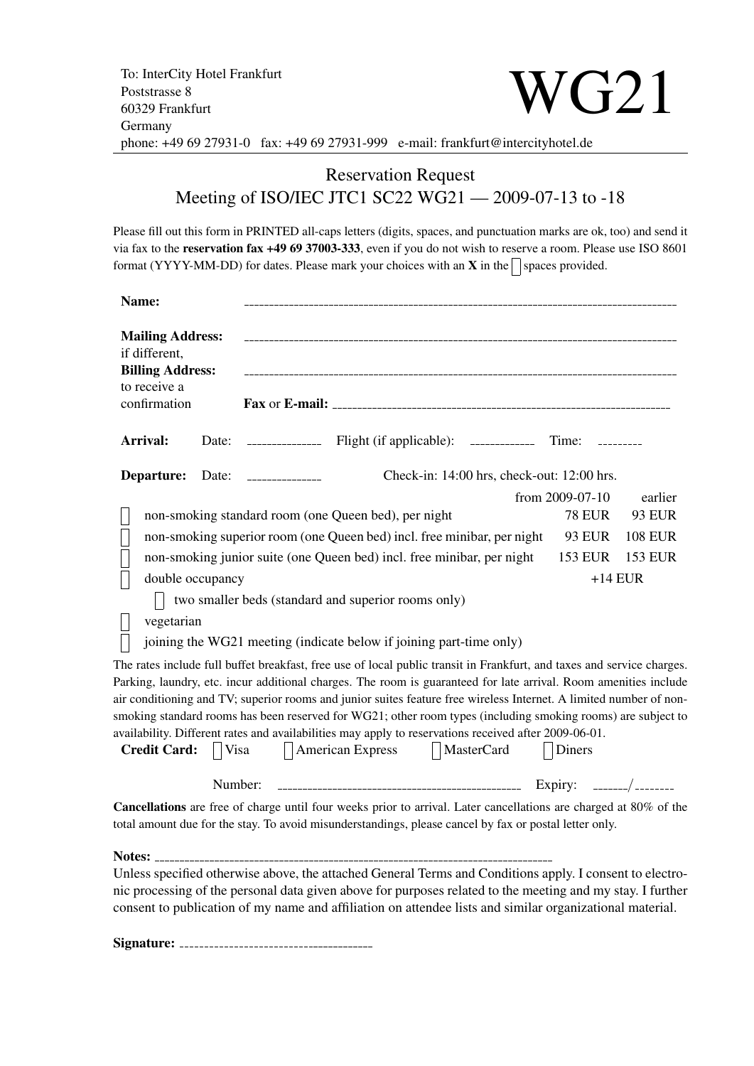To: InterCity Hotel Frankfurt
Poststrasse 8
60329 Frankfurt
Germany
phone: +49 69 27931-0   fax: +49 69 27931-999   e-mail: frankfurt@intercityhotel.de

# WG21

## Reservation Request
## Meeting of ISO/IEC JTC1 SC22 WG21 — 2009-07-13 to -18

Please fill out this form in PRINTED all-caps letters (digits, spaces, and punctuation marks are ok, too) and send it via fax to the **reservation fax +49 69 37003-333**, even if you do not wish to reserve a room. Please use ISO 8601 format (YYYY-MM-DD) for dates. Please mark your choices with an **X** in the ☐ spaces provided.

**Name:** ______________________________

**Mailing Address:** ______________________________

if different,
**Billing Address:** ______________________________

to receive a confirmation  **Fax** or **E-mail:** ______________________________

**Arrival:** Date: __________ Flight (if applicable): __________ Time: ________

**Departure:** Date: __________   Check-in: 14:00 hrs, check-out: 12:00 hrs.

| | | from 2009-07-10 | earlier |
|---|---|---|---|
| ☐ | non-smoking standard room (one Queen bed), per night | 78 EUR | 93 EUR |
| ☐ | non-smoking superior room (one Queen bed) incl. free minibar, per night | 93 EUR | 108 EUR |
| ☐ | non-smoking junior suite (one Queen bed) incl. free minibar, per night | 153 EUR | 153 EUR |
| ☐ | double occupancy | +14 EUR | |

☐ two smaller beds (standard and superior rooms only)

☐ vegetarian

☐ joining the WG21 meeting (indicate below if joining part-time only)

The rates include full buffet breakfast, free use of local public transit in Frankfurt, and taxes and service charges. Parking, laundry, etc. incur additional charges. The room is guaranteed for late arrival. Room amenities include air conditioning and TV; superior rooms and junior suites feature free wireless Internet. A limited number of non-smoking standard rooms has been reserved for WG21; other room types (including smoking rooms) are subject to availability. Different rates and availabilities may apply to reservations received after 2009-06-01.

**Credit Card:** ☐ Visa ☐ American Express ☐ MasterCard ☐ Diners

Number: ______________________________ Expiry: ______/________

**Cancellations** are free of charge until four weeks prior to arrival. Later cancellations are charged at 80% of the total amount due for the stay. To avoid misunderstandings, please cancel by fax or postal letter only.

**Notes:** ______________________________

Unless specified otherwise above, the attached General Terms and Conditions apply. I consent to electronic processing of the personal data given above for purposes related to the meeting and my stay. I further consent to publication of my name and affiliation on attendee lists and similar organizational material.

**Signature:** ______________________________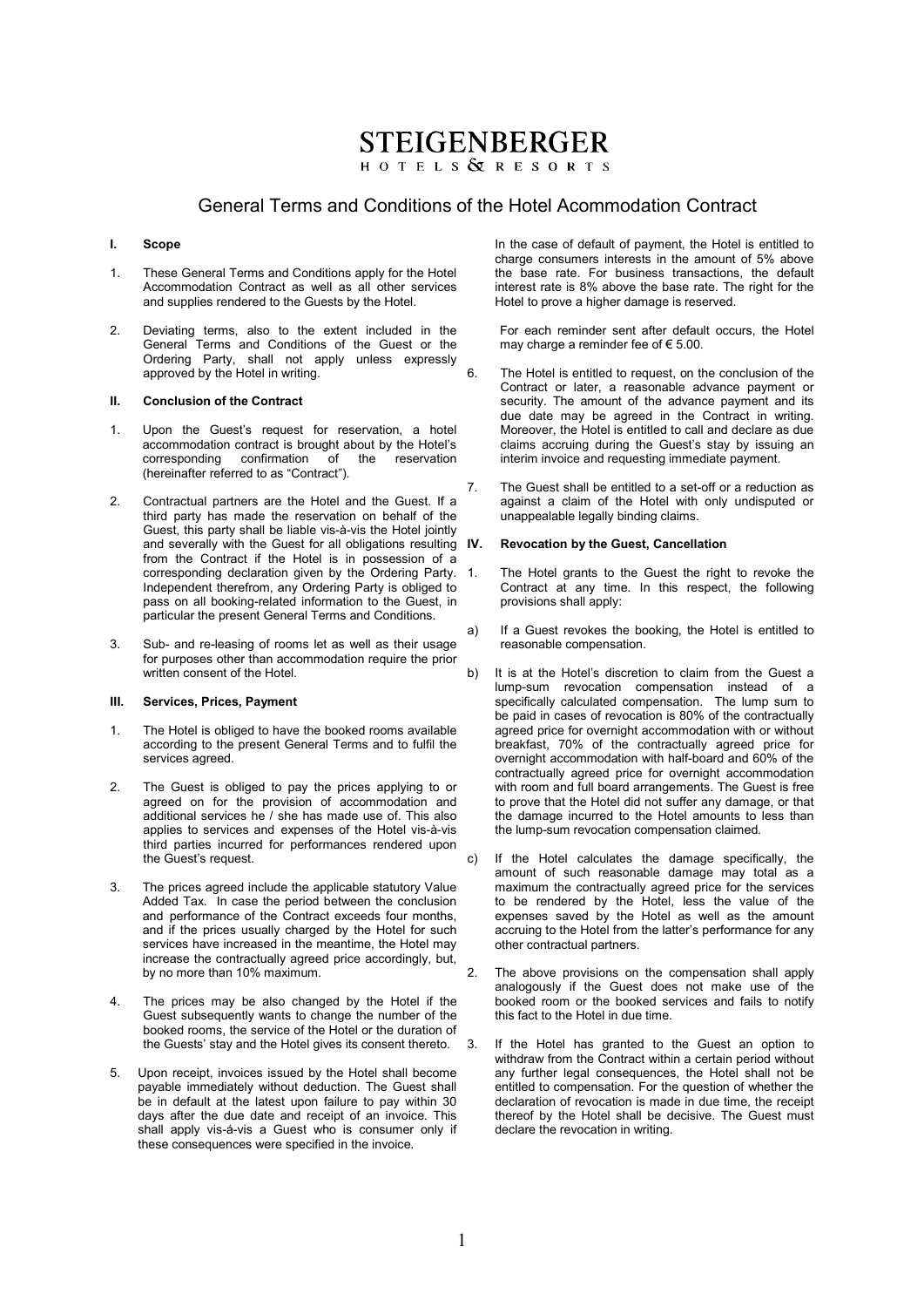# STEIGENBERGER
HOTELS & RESORTS

## General Terms and Conditions of the Hotel Acommodation Contract

### I. Scope

1. These General Terms and Conditions apply for the Hotel Accommodation Contract as well as all other services and supplies rendered to the Guests by the Hotel.

2. Deviating terms, also to the extent included in the General Terms and Conditions of the Guest or the Ordering Party, shall not apply unless expressly approved by the Hotel in writing.

### II. Conclusion of the Contract

1. Upon the Guest's request for reservation, a hotel accommodation contract is brought about by the Hotel's corresponding confirmation of the reservation (hereinafter referred to as "Contract").

2. Contractual partners are the Hotel and the Guest. If a third party has made the reservation on behalf of the Guest, this party shall be liable vis-à-vis the Hotel jointly and severally with the Guest for all obligations resulting from the Contract if the Hotel is in possession of a corresponding declaration given by the Ordering Party. Independent therefrom, any Ordering Party is obliged to pass on all booking-related information to the Guest, in particular the present General Terms and Conditions.

3. Sub- and re-leasing of rooms let as well as their usage for purposes other than accommodation require the prior written consent of the Hotel.

### III. Services, Prices, Payment

1. The Hotel is obliged to have the booked rooms available according to the present General Terms and to fulfil the services agreed.

2. The Guest is obliged to pay the prices applying to or agreed on for the provision of accommodation and additional services he / she has made use of. This also applies to services and expenses of the Hotel vis-à-vis third parties incurred for performances rendered upon the Guest's request.

3. The prices agreed include the applicable statutory Value Added Tax. In case the period between the conclusion and performance of the Contract exceeds four months, and if the prices usually charged by the Hotel for such services have increased in the meantime, the Hotel may increase the contractually agreed price accordingly, but, by no more than 10% maximum.

4. The prices may be also changed by the Hotel if the Guest subsequently wants to change the number of the booked rooms, the service of the Hotel or the duration of the Guests' stay and the Hotel gives its consent thereto.

5. Upon receipt, invoices issued by the Hotel shall become payable immediately without deduction. The Guest shall be in default at the latest upon failure to pay within 30 days after the due date and receipt of an invoice. This shall apply vis-á-vis a Guest who is consumer only if these consequences were specified in the invoice.

   In the case of default of payment, the Hotel is entitled to charge consumers interests in the amount of 5% above the base rate. For business transactions, the default interest rate is 8% above the base rate. The right for the Hotel to prove a higher damage is reserved.

   For each reminder sent after default occurs, the Hotel may charge a reminder fee of € 5.00.

6. The Hotel is entitled to request, on the conclusion of the Contract or later, a reasonable advance payment or security. The amount of the advance payment and its due date may be agreed in the Contract in writing. Moreover, the Hotel is entitled to call and declare as due claims accruing during the Guest's stay by issuing an interim invoice and requesting immediate payment.

7. The Guest shall be entitled to a set-off or a reduction as against a claim of the Hotel with only undisputed or unappealable legally binding claims.

### IV. Revocation by the Guest, Cancellation

1. The Hotel grants to the Guest the right to revoke the Contract at any time. In this respect, the following provisions shall apply:

a) If a Guest revokes the booking, the Hotel is entitled to reasonable compensation.

b) It is at the Hotel's discretion to claim from the Guest a lump-sum revocation compensation instead of a specifically calculated compensation. The lump sum to be paid in cases of revocation is 80% of the contractually agreed price for overnight accommodation with or without breakfast, 70% of the contractually agreed price for overnight accommodation with half-board and 60% of the contractually agreed price for overnight accommodation with room and full board arrangements. The Guest is free to prove that the Hotel did not suffer any damage, or that the damage incurred to the Hotel amounts to less than the lump-sum revocation compensation claimed.

c) If the Hotel calculates the damage specifically, the amount of such reasonable damage may total as a maximum the contractually agreed price for the services to be rendered by the Hotel, less the value of the expenses saved by the Hotel as well as the amount accruing to the Hotel from the latter's performance for any other contractual partners.

2. The above provisions on the compensation shall apply analogously if the Guest does not make use of the booked room or the booked services and fails to notify this fact to the Hotel in due time.

3. If the Hotel has granted to the Guest an option to withdraw from the Contract within a certain period without any further legal consequences, the Hotel shall not be entitled to compensation. For the question of whether the declaration of revocation is made in due time, the receipt thereof by the Hotel shall be decisive. The Guest must declare the revocation in writing.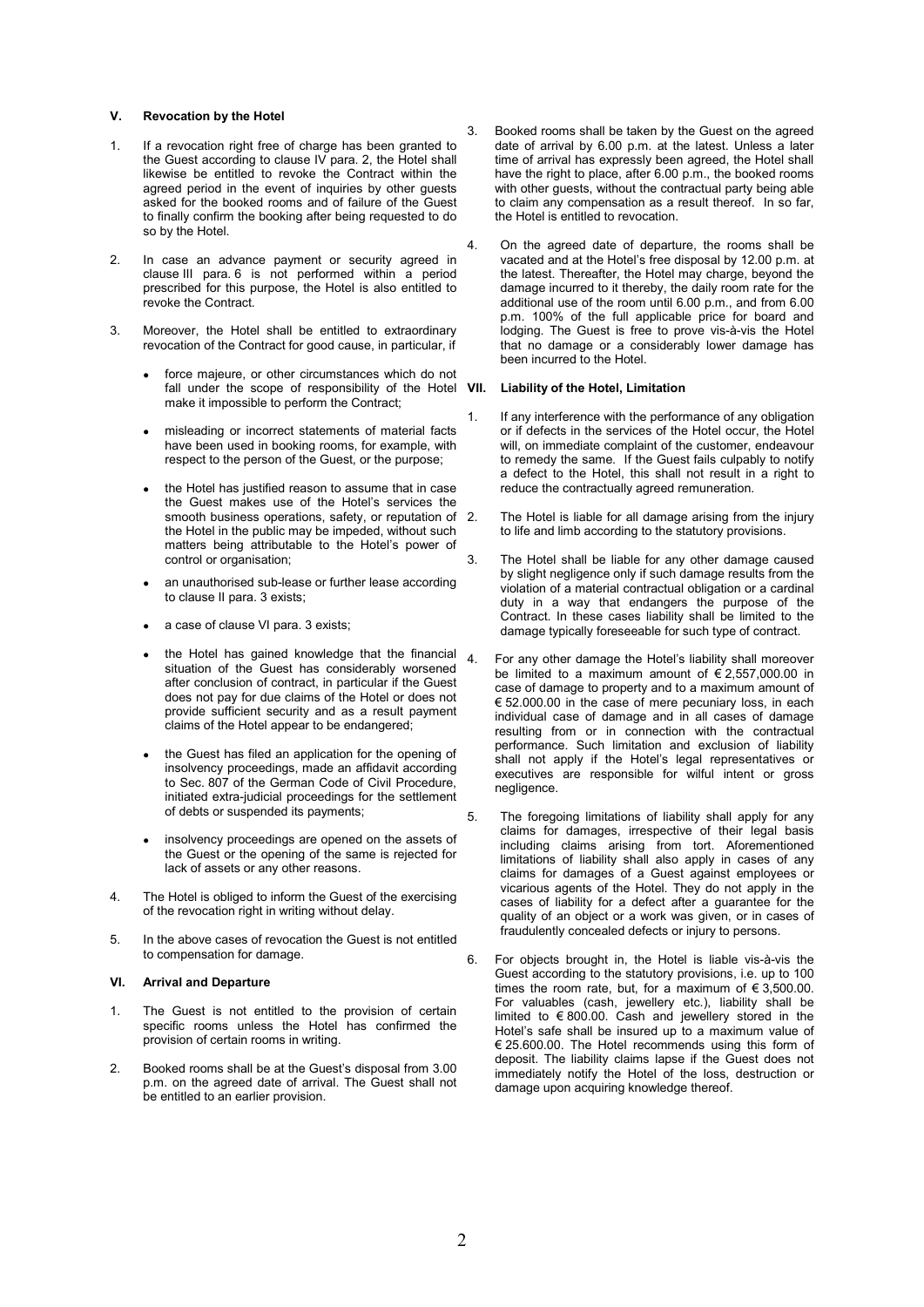## V. Revocation by the Hotel

1. If a revocation right free of charge has been granted to the Guest according to clause IV para. 2, the Hotel shall likewise be entitled to revoke the Contract within the agreed period in the event of inquiries by other guests asked for the booked rooms and of failure of the Guest to finally confirm the booking after being requested to do so by the Hotel.

2. In case an advance payment or security agreed in clause III para. 6 is not performed within a period prescribed for this purpose, the Hotel is also entitled to revoke the Contract.

3. Moreover, the Hotel shall be entitled to extraordinary revocation of the Contract for good cause, in particular, if

   - force majeure, or other circumstances which do not fall under the scope of responsibility of the Hotel make it impossible to perform the Contract;
   - misleading or incorrect statements of material facts have been used in booking rooms, for example, with respect to the person of the Guest, or the purpose;
   - the Hotel has justified reason to assume that in case the Guest makes use of the Hotel's services the smooth business operations, safety, or reputation of the Hotel in the public may be impeded, without such matters being attributable to the Hotel's power of control or organisation;
   - an unauthorised sub-lease or further lease according to clause II para. 3 exists;
   - a case of clause VI para. 3 exists;
   - the Hotel has gained knowledge that the financial situation of the Guest has considerably worsened after conclusion of contract, in particular if the Guest does not pay for due claims of the Hotel or does not provide sufficient security and as a result payment claims of the Hotel appear to be endangered;
   - the Guest has filed an application for the opening of insolvency proceedings, made an affidavit according to Sec. 807 of the German Code of Civil Procedure, initiated extra-judicial proceedings for the settlement of debts or suspended its payments;
   - insolvency proceedings are opened on the assets of the Guest or the opening of the same is rejected for lack of assets or any other reasons.

4. The Hotel is obliged to inform the Guest of the exercising of the revocation right in writing without delay.

5. In the above cases of revocation the Guest is not entitled to compensation for damage.

## VI. Arrival and Departure

1. The Guest is not entitled to the provision of certain specific rooms unless the Hotel has confirmed the provision of certain rooms in writing.

2. Booked rooms shall be at the Guest's disposal from 3.00 p.m. on the agreed date of arrival. The Guest shall not be entitled to an earlier provision.

3. Booked rooms shall be taken by the Guest on the agreed date of arrival by 6.00 p.m. at the latest. Unless a later time of arrival has expressly been agreed, the Hotel shall have the right to place, after 6.00 p.m., the booked rooms with other guests, without the contractual party being able to claim any compensation as a result thereof. In so far, the Hotel is entitled to revocation.

4. On the agreed date of departure, the rooms shall be vacated and at the Hotel's free disposal by 12.00 p.m. at the latest. Thereafter, the Hotel may charge, beyond the damage incurred to it thereby, the daily room rate for the additional use of the room until 6.00 p.m., and from 6.00 p.m. 100% of the full applicable price for board and lodging. The Guest is free to prove vis-à-vis the Hotel that no damage or a considerably lower damage has been incurred to the Hotel.

## VII. Liability of the Hotel, Limitation

1. If any interference with the performance of any obligation or if defects in the services of the Hotel occur, the Hotel will, on immediate complaint of the customer, endeavour to remedy the same. If the Guest fails culpably to notify a defect to the Hotel, this shall not result in a right to reduce the contractually agreed remuneration.

2. The Hotel is liable for all damage arising from the injury to life and limb according to the statutory provisions.

3. The Hotel shall be liable for any other damage caused by slight negligence only if such damage results from the violation of a material contractual obligation or a cardinal duty in a way that endangers the purpose of the Contract. In these cases liability shall be limited to the damage typically foreseeable for such type of contract.

4. For any other damage the Hotel's liability shall moreover be limited to a maximum amount of € 2,557,000.00 in case of damage to property and to a maximum amount of € 52.000.00 in the case of mere pecuniary loss, in each individual case of damage and in all cases of damage resulting from or in connection with the contractual performance. Such limitation and exclusion of liability shall not apply if the Hotel's legal representatives or executives are responsible for wilful intent or gross negligence.

5. The foregoing limitations of liability shall apply for any claims for damages, irrespective of their legal basis including claims arising from tort. Aforementioned limitations of liability shall also apply in cases of any claims for damages of a Guest against employees or vicarious agents of the Hotel. They do not apply in the cases of liability for a defect after a guarantee for the quality of an object or a work was given, or in cases of fraudulently concealed defects or injury to persons.

6. For objects brought in, the Hotel is liable vis-à-vis the Guest according to the statutory provisions, i.e. up to 100 times the room rate, but, for a maximum of € 3,500.00. For valuables (cash, jewellery etc.), liability shall be limited to € 800.00. Cash and jewellery stored in the Hotel's safe shall be insured up to a maximum value of € 25.600.00. The Hotel recommends using this form of deposit. The liability claims lapse if the Guest does not immediately notify the Hotel of the loss, destruction or damage upon acquiring knowledge thereof.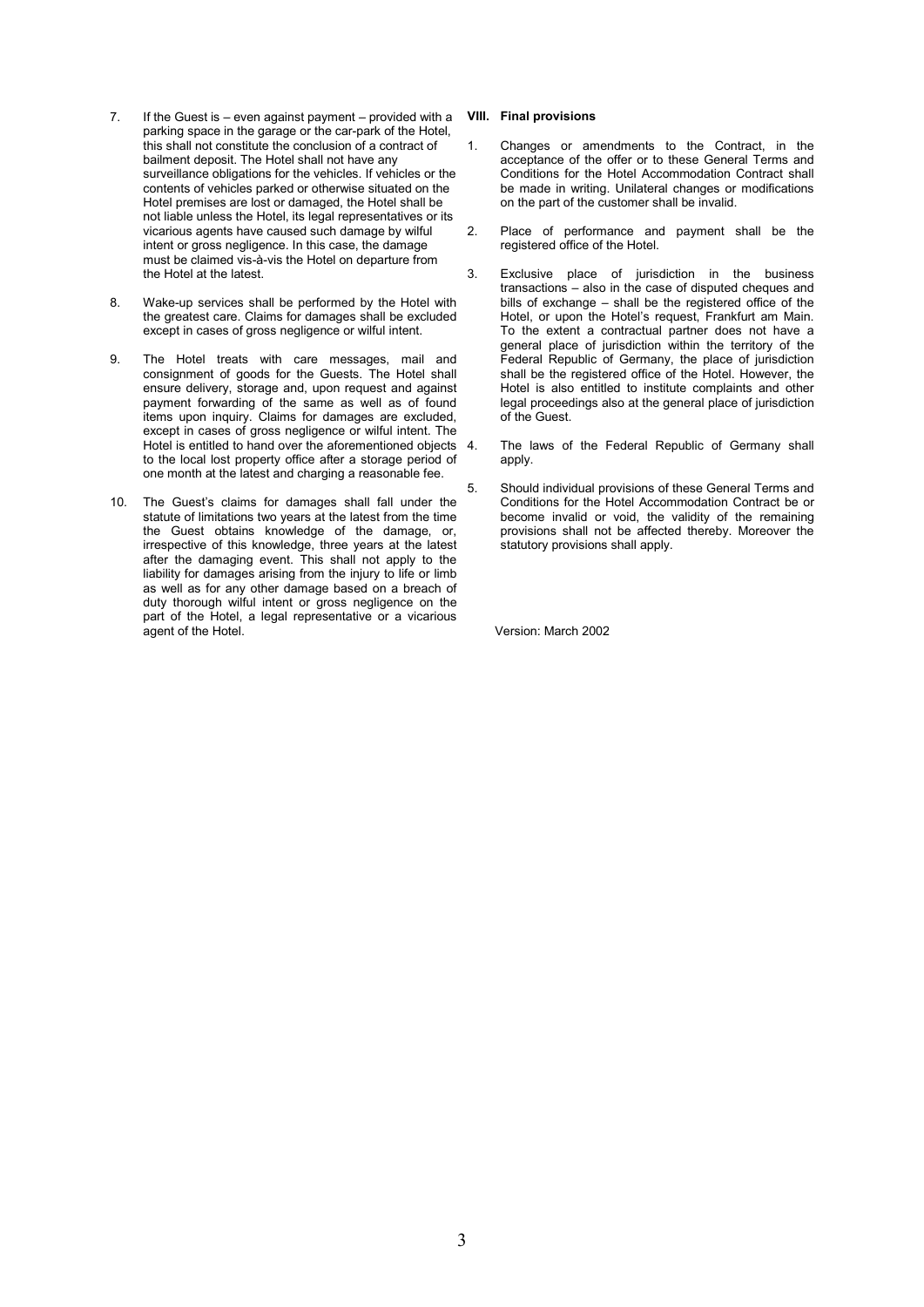7. If the Guest is – even against payment – provided with a parking space in the garage or the car-park of the Hotel, this shall not constitute the conclusion of a contract of bailment deposit. The Hotel shall not have any surveillance obligations for the vehicles. If vehicles or the contents of vehicles parked or otherwise situated on the Hotel premises are lost or damaged, the Hotel shall be not liable unless the Hotel, its legal representatives or its vicarious agents have caused such damage by wilful intent or gross negligence. In this case, the damage must be claimed vis-à-vis the Hotel on departure from the Hotel at the latest.

8. Wake-up services shall be performed by the Hotel with the greatest care. Claims for damages shall be excluded except in cases of gross negligence or wilful intent.

9. The Hotel treats with care messages, mail and consignment of goods for the Guests. The Hotel shall ensure delivery, storage and, upon request and against payment forwarding of the same as well as of found items upon inquiry. Claims for damages are excluded, except in cases of gross negligence or wilful intent. The Hotel is entitled to hand over the aforementioned objects to the local lost property office after a storage period of one month at the latest and charging a reasonable fee.

10. The Guest's claims for damages shall fall under the statute of limitations two years at the latest from the time the Guest obtains knowledge of the damage, or, irrespective of this knowledge, three years at the latest after the damaging event. This shall not apply to the liability for damages arising from the injury to life or limb as well as for any other damage based on a breach of duty thorough wilful intent or gross negligence on the part of the Hotel, a legal representative or a vicarious agent of the Hotel.

## VIII. Final provisions

1. Changes or amendments to the Contract, in the acceptance of the offer or to these General Terms and Conditions for the Hotel Accommodation Contract shall be made in writing. Unilateral changes or modifications on the part of the customer shall be invalid.

2. Place of performance and payment shall be the registered office of the Hotel.

3. Exclusive place of jurisdiction in the business transactions – also in the case of disputed cheques and bills of exchange – shall be the registered office of the Hotel, or upon the Hotel's request, Frankfurt am Main. To the extent a contractual partner does not have a general place of jurisdiction within the territory of the Federal Republic of Germany, the place of jurisdiction shall be the registered office of the Hotel. However, the Hotel is also entitled to institute complaints and other legal proceedings also at the general place of jurisdiction of the Guest.

4. The laws of the Federal Republic of Germany shall apply.

5. Should individual provisions of these General Terms and Conditions for the Hotel Accommodation Contract be or become invalid or void, the validity of the remaining provisions shall not be affected thereby. Moreover the statutory provisions shall apply.

Version: March 2002